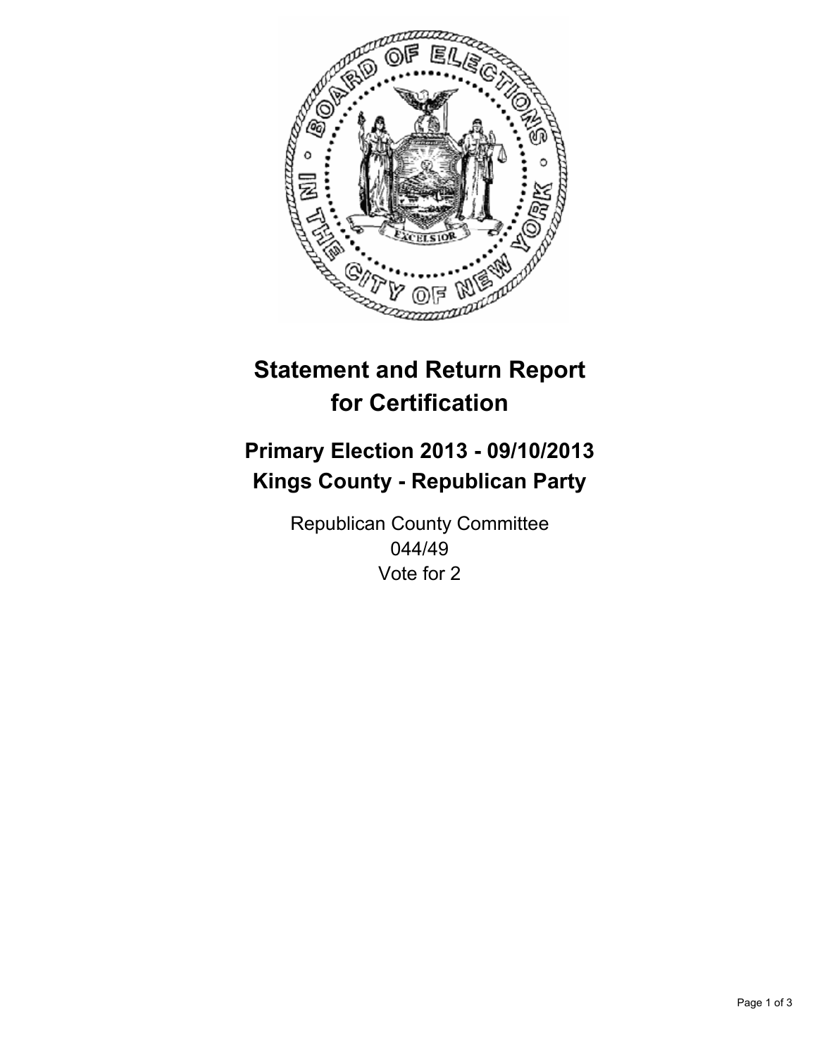# Statement and Return Report for Certification

## Primary Election 2013 - 09/10/2013
## Kings County - Republican Party

Republican County Committee
044/49
Vote for 2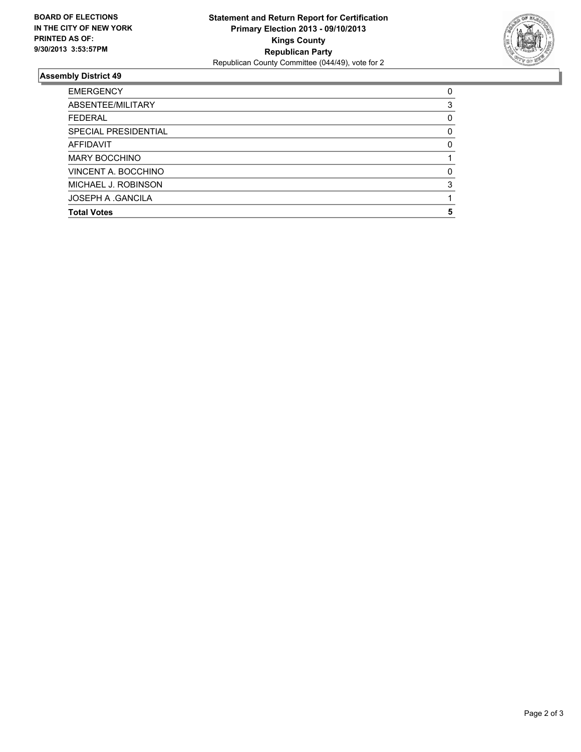**BOARD OF ELECTIONS IN THE CITY OF NEW YORK PRINTED AS OF: 9/30/2013 3:53:57PM**

**Statement and Return Report for Certification**
**Primary Election 2013 - 09/10/2013**
**Kings County**
**Republican Party**
Republican County Committee (044/49), vote for 2

## Assembly District 49

| | |
|---|---|
| EMERGENCY | 0 |
| ABSENTEE/MILITARY | 3 |
| FEDERAL | 0 |
| SPECIAL PRESIDENTIAL | 0 |
| AFFIDAVIT | 0 |
| MARY BOCCHINO | 1 |
| VINCENT A. BOCCHINO | 0 |
| MICHAEL J. ROBINSON | 3 |
| JOSEPH A .GANCILA | 1 |
| **Total Votes** | **5** |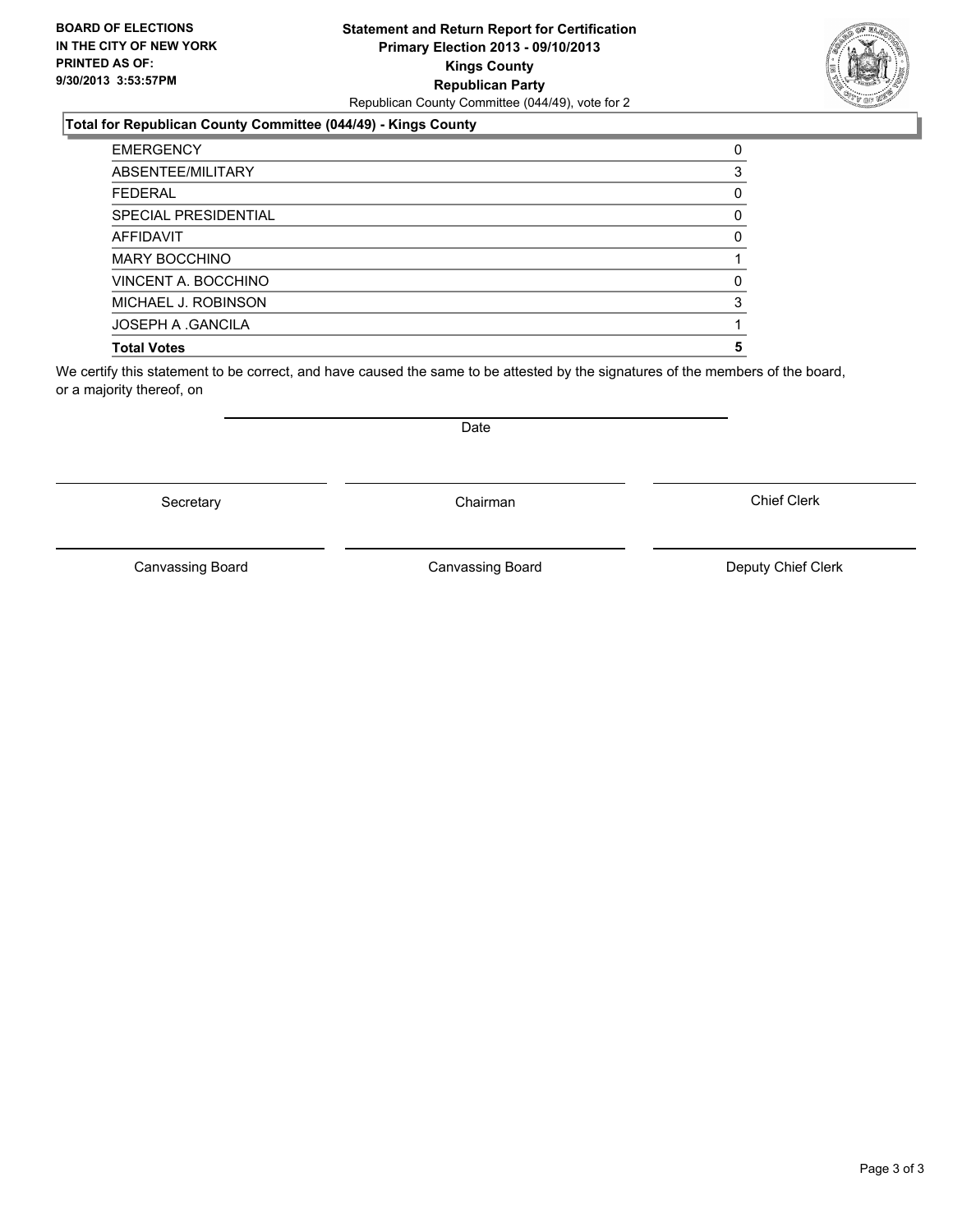**BOARD OF ELECTIONS IN THE CITY OF NEW YORK PRINTED AS OF: 9/30/2013 3:53:57PM**

**Statement and Return Report for Certification Primary Election 2013 - 09/10/2013 Kings County Republican Party**

Republican County Committee (044/49), vote for 2

**Total for Republican County Committee (044/49) - Kings County**

| | |
|---|---|
| EMERGENCY | 0 |
| ABSENTEE/MILITARY | 3 |
| FEDERAL | 0 |
| SPECIAL PRESIDENTIAL | 0 |
| AFFIDAVIT | 0 |
| MARY BOCCHINO | 1 |
| VINCENT A. BOCCHINO | 0 |
| MICHAEL J. ROBINSON | 3 |
| JOSEPH A .GANCILA | 1 |
| **Total Votes** | **5** |

We certify this statement to be correct, and have caused the same to be attested by the signatures of the members of the board, or a majority thereof, on

Date

Secretary | Chairman | Chief Clerk

Canvassing Board | Canvassing Board | Deputy Chief Clerk